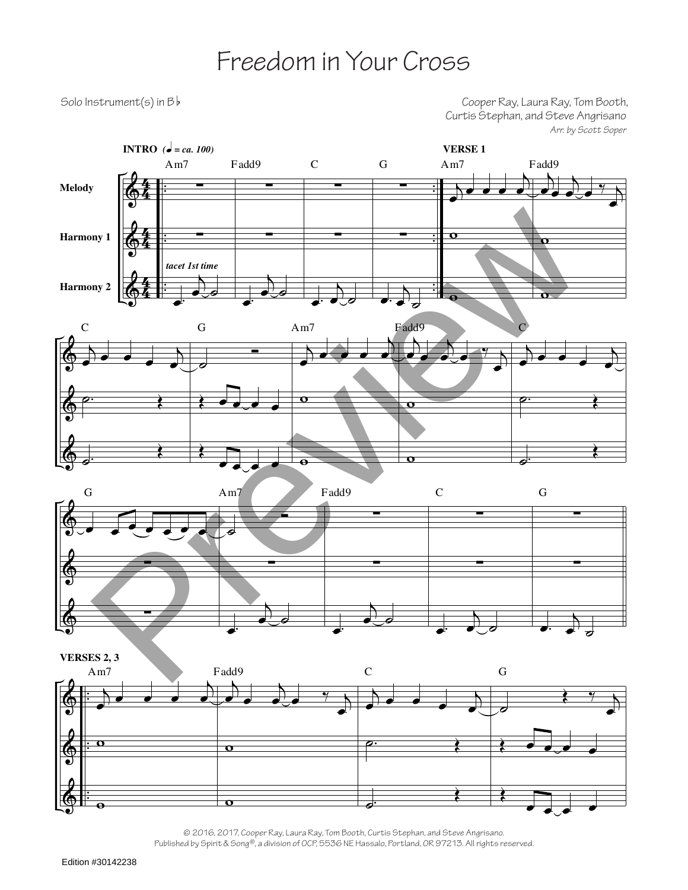# Freedom in Your Cross

Solo Instrument(s) in B♭

Cooper Ray, Laura Ray, Tom Booth, Curtis Stephan, and Steve Angrisano

*Arr. by Scott Soper*

**INTRO** (♩ = ca. 100)

**VERSE 1**

**VERSES 2, 3**

Melody

Harmony 1

Harmony 2

*tacet 1st time*

Am7 Fadd9 C G

Preview

© 2016, 2017, Cooper Ray, Laura Ray, Tom Booth, Curtis Stephan, and Steve Angrisano.
Published by Spirit & Song®, a division of OCP, 5536 NE Hassalo, Portland, OR 97213. All rights reserved.

Edition #30142238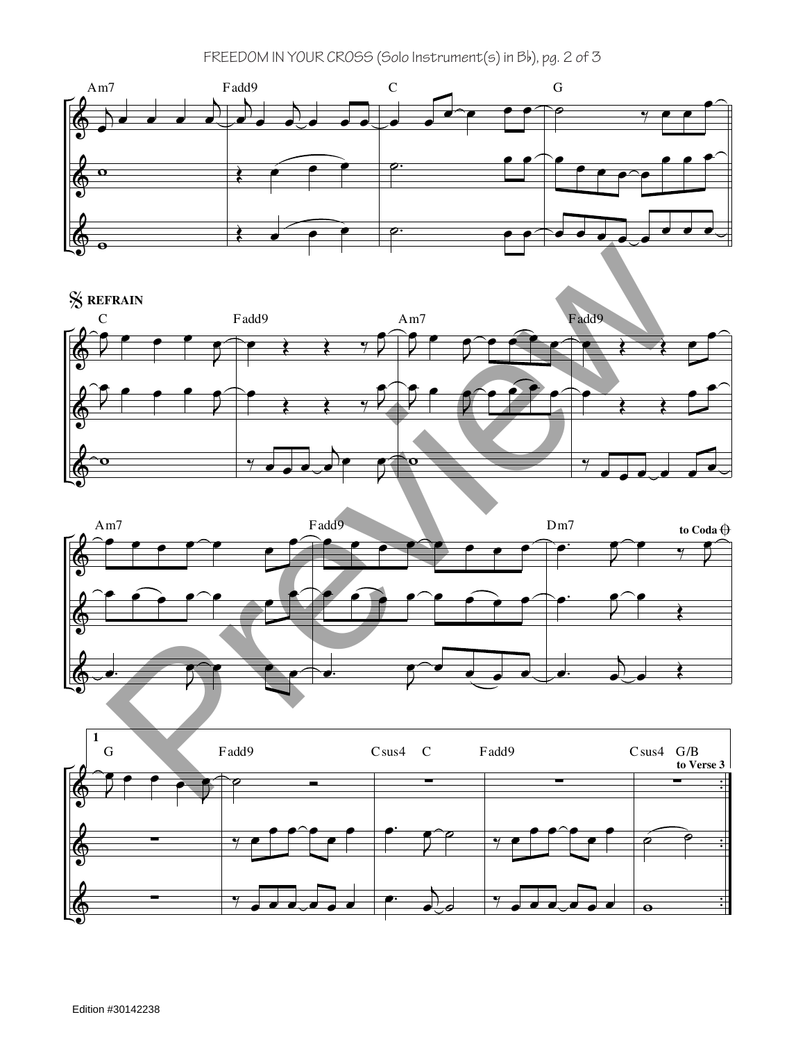Am7 Fadd9 C G

𝄋 REFRAIN

C Fadd9 Am7 Fadd9

Am7 Fadd9 Dm7 to Coda

1

G Fadd9 Csus4 C Fadd9 Csus4 G/B

to Verse 3

Edition #30142238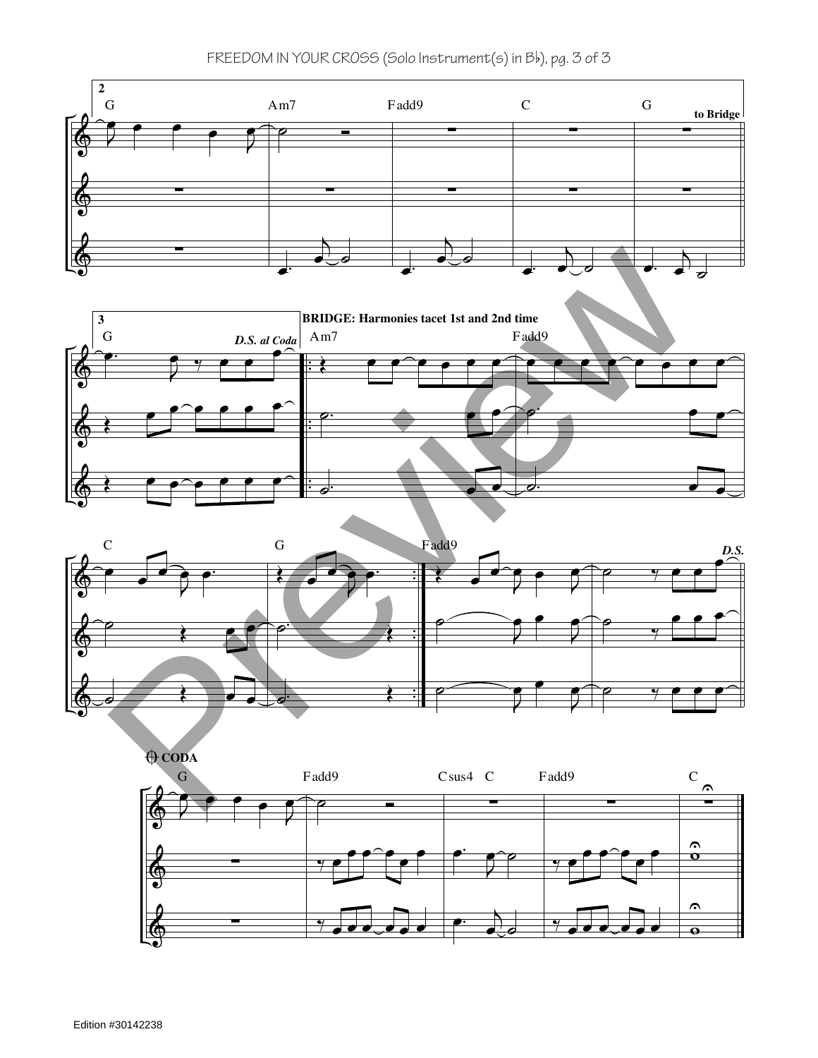FREEDOM IN YOUR CROSS (Solo Instrument(s) in B♭), pg. 3 of 3

2

G Am7 Fadd9 C G

to Bridge

3

G

*D.S. al Coda*

**BRIDGE: Harmonies tacet 1st and 2nd time**

Am7 Fadd9

C G Fadd9

*D.S.*

**CODA**

G Fadd9 Csus4 C Fadd9 C

Edition #30142238